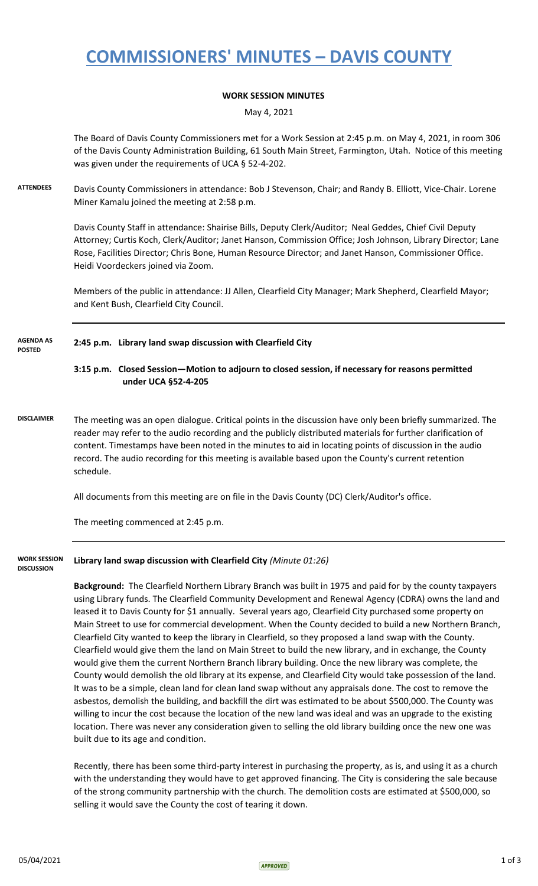# COMMISSIONERS' MINUTES – DAVIS COUNTY

**WORK SESSION MINUTES**

May 4, 2021

The Board of Davis County Commissioners met for a Work Session at 2:45 p.m. on May 4, 2021, in room 306 of the Davis County Administration Building, 61 South Main Street, Farmington, Utah. Notice of this meeting was given under the requirements of UCA § 52-4-202.

**ATTENDEES**

Davis County Commissioners in attendance: Bob J Stevenson, Chair; and Randy B. Elliott, Vice-Chair. Lorene Miner Kamalu joined the meeting at 2:58 p.m.

Davis County Staff in attendance: Shairise Bills, Deputy Clerk/Auditor; Neal Geddes, Chief Civil Deputy Attorney; Curtis Koch, Clerk/Auditor; Janet Hanson, Commission Office; Josh Johnson, Library Director; Lane Rose, Facilities Director; Chris Bone, Human Resource Director; and Janet Hanson, Commissioner Office. Heidi Voordeckers joined via Zoom.

Members of the public in attendance: JJ Allen, Clearfield City Manager; Mark Shepherd, Clearfield Mayor; and Kent Bush, Clearfield City Council.

**AGENDA AS POSTED**

**2:45 p.m. Library land swap discussion with Clearfield City**

**3:15 p.m. Closed Session—Motion to adjourn to closed session, if necessary for reasons permitted under UCA §52-4-205**

**DISCLAIMER**

The meeting was an open dialogue. Critical points in the discussion have only been briefly summarized. The reader may refer to the audio recording and the publicly distributed materials for further clarification of content. Timestamps have been noted in the minutes to aid in locating points of discussion in the audio record. The audio recording for this meeting is available based upon the County's current retention schedule.

All documents from this meeting are on file in the Davis County (DC) Clerk/Auditor's office.

The meeting commenced at 2:45 p.m.

**WORK SESSION DISCUSSION**

**Library land swap discussion with Clearfield City** *(Minute 01:26)*

**Background:** The Clearfield Northern Library Branch was built in 1975 and paid for by the county taxpayers using Library funds. The Clearfield Community Development and Renewal Agency (CDRA) owns the land and leased it to Davis County for $1 annually. Several years ago, Clearfield City purchased some property on Main Street to use for commercial development. When the County decided to build a new Northern Branch, Clearfield City wanted to keep the library in Clearfield, so they proposed a land swap with the County. Clearfield would give them the land on Main Street to build the new library, and in exchange, the County would give them the current Northern Branch library building. Once the new library was complete, the County would demolish the old library at its expense, and Clearfield City would take possession of the land. It was to be a simple, clean land for clean land swap without any appraisals done. The cost to remove the asbestos, demolish the building, and backfill the dirt was estimated to be about $500,000. The County was willing to incur the cost because the location of the new land was ideal and was an upgrade to the existing location. There was never any consideration given to selling the old library building once the new one was built due to its age and condition.

Recently, there has been some third-party interest in purchasing the property, as is, and using it as a church with the understanding they would have to get approved financing. The City is considering the sale because of the strong community partnership with the church. The demolition costs are estimated at $500,000, so selling it would save the County the cost of tearing it down.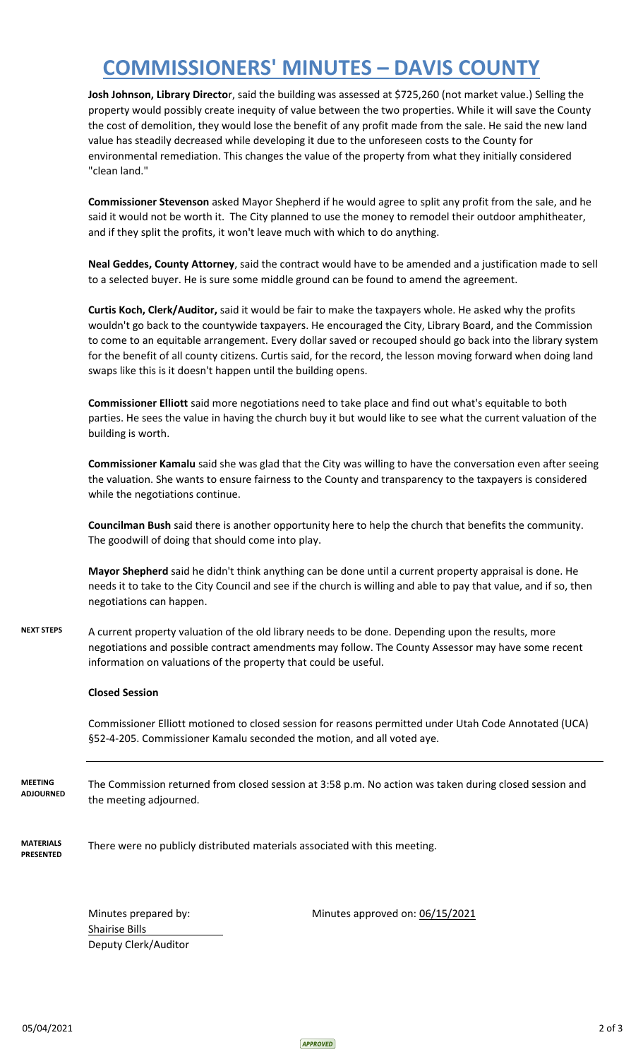# COMMISSIONERS' MINUTES – DAVIS COUNTY

**Josh Johnson, Library Director**, said the building was assessed at $725,260 (not market value.) Selling the property would possibly create inequity of value between the two properties. While it will save the County the cost of demolition, they would lose the benefit of any profit made from the sale. He said the new land value has steadily decreased while developing it due to the unforeseen costs to the County for environmental remediation. This changes the value of the property from what they initially considered "clean land."

**Commissioner Stevenson** asked Mayor Shepherd if he would agree to split any profit from the sale, and he said it would not be worth it. The City planned to use the money to remodel their outdoor amphitheater, and if they split the profits, it won't leave much with which to do anything.

**Neal Geddes, County Attorney**, said the contract would have to be amended and a justification made to sell to a selected buyer. He is sure some middle ground can be found to amend the agreement.

**Curtis Koch, Clerk/Auditor,** said it would be fair to make the taxpayers whole. He asked why the profits wouldn't go back to the countywide taxpayers. He encouraged the City, Library Board, and the Commission to come to an equitable arrangement. Every dollar saved or recouped should go back into the library system for the benefit of all county citizens. Curtis said, for the record, the lesson moving forward when doing land swaps like this is it doesn't happen until the building opens.

**Commissioner Elliott** said more negotiations need to take place and find out what's equitable to both parties. He sees the value in having the church buy it but would like to see what the current valuation of the building is worth.

**Commissioner Kamalu** said she was glad that the City was willing to have the conversation even after seeing the valuation. She wants to ensure fairness to the County and transparency to the taxpayers is considered while the negotiations continue.

**Councilman Bush** said there is another opportunity here to help the church that benefits the community. The goodwill of doing that should come into play.

**Mayor Shepherd** said he didn't think anything can be done until a current property appraisal is done. He needs it to take to the City Council and see if the church is willing and able to pay that value, and if so, then negotiations can happen.

**NEXT STEPS** A current property valuation of the old library needs to be done. Depending upon the results, more negotiations and possible contract amendments may follow. The County Assessor may have some recent information on valuations of the property that could be useful.

**Closed Session**

Commissioner Elliott motioned to closed session for reasons permitted under Utah Code Annotated (UCA) §52-4-205. Commissioner Kamalu seconded the motion, and all voted aye.

---

**MEETING ADJOURNED** The Commission returned from closed session at 3:58 p.m. No action was taken during closed session and the meeting adjourned.

**MATERIALS PRESENTED** There were no publicly distributed materials associated with this meeting.

Minutes prepared by:
Shairise Bills
Deputy Clerk/Auditor

Minutes approved on: 06/15/2021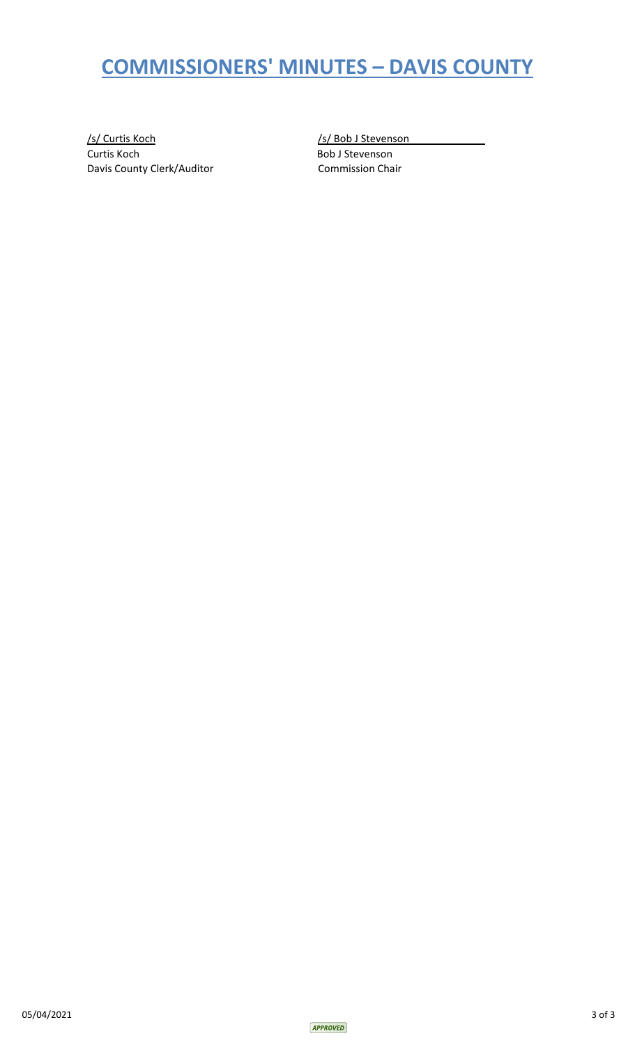# COMMISSIONERS' MINUTES – DAVIS COUNTY

| | |
|---|---|
| /s/ Curtis Koch | /s/ Bob J Stevenson |
| Curtis Koch | Bob J Stevenson |
| Davis County Clerk/Auditor | Commission Chair |

05/04/2021

APPROVED